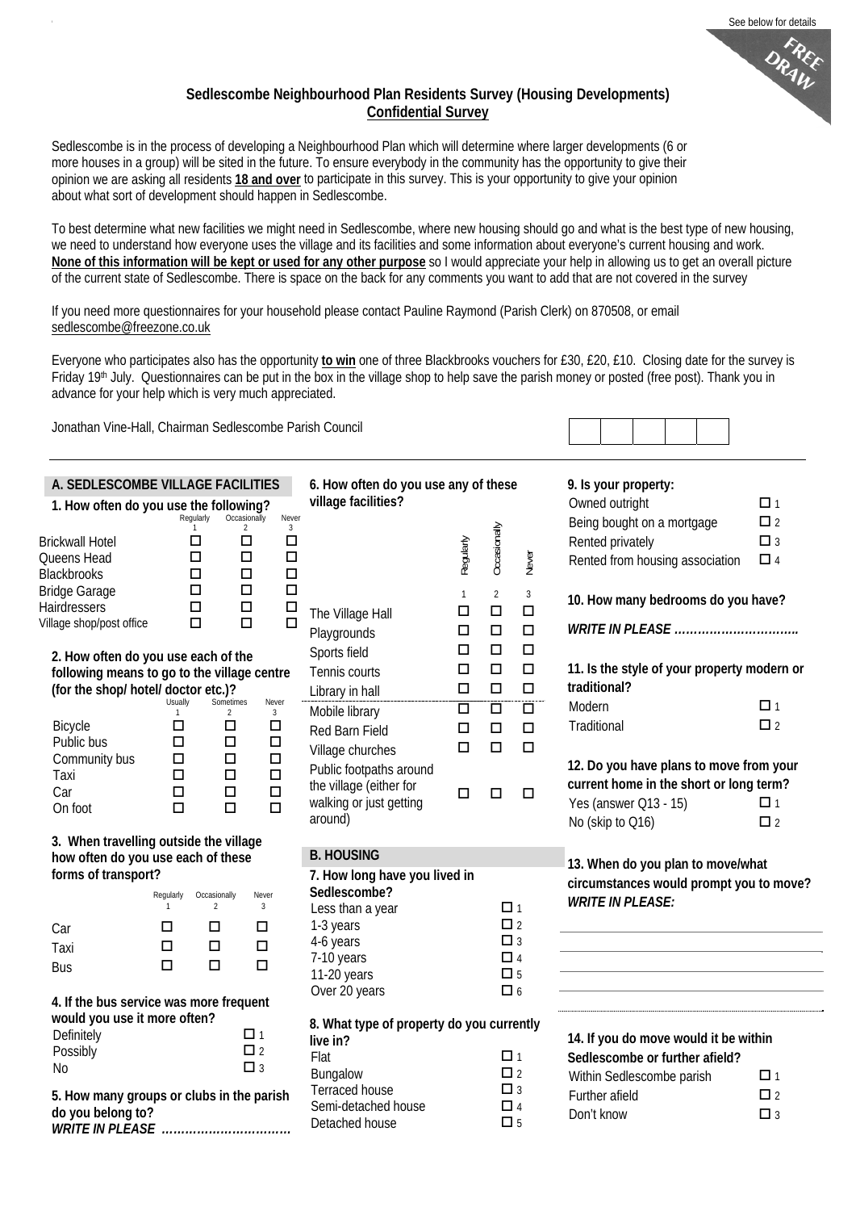See below for details

FREE DRAW

## Sedlescombe Neighbourhood Plan Residents Survey (Housing Developments)
**Confidential Survey**

Sedlescombe is in the process of developing a Neighbourhood Plan which will determine where larger developments (6 or more houses in a group) will be sited in the future. To ensure everybody in the community has the opportunity to give their opinion we are asking all residents **18 and over** to participate in this survey. This is your opportunity to give your opinion about what sort of development should happen in Sedlescombe.

To best determine what new facilities we might need in Sedlescombe, where new housing should go and what is the best type of new housing, we need to understand how everyone uses the village and its facilities and some information about everyone's current housing and work. **None of this information will be kept or used for any other purpose** so I would appreciate your help in allowing us to get an overall picture of the current state of Sedlescombe. There is space on the back for any comments you want to add that are not covered in the survey

If you need more questionnaires for your household please contact Pauline Raymond (Parish Clerk) on 870508, or email sedlescombe@freezone.co.uk

Everyone who participates also has the opportunity **to win** one of three Blackbrooks vouchers for £30, £20, £10. Closing date for the survey is Friday 19th July. Questionnaires can be put in the box in the village shop to help save the parish money or posted (free post). Thank you in advance for your help which is very much appreciated.

Jonathan Vine-Hall, Chairman Sedlescombe Parish Council

| | | | | |
|---|---|---|---|---|

### A. SEDLESCOMBE VILLAGE FACILITIES

**1. How often do you use the following?**

| | Regularly 1 | Occasionally 2 | Never 3 |
|---|---|---|---|
| Brickwall Hotel | ☐ | ☐ | ☐ |
| Queens Head | ☐ | ☐ | ☐ |
| Blackbrooks | ☐ | ☐ | ☐ |
| Bridge Garage | ☐ | ☐ | ☐ |
| Hairdressers | ☐ | ☐ | ☐ |
| Village shop/post office | ☐ | ☐ | ☐ |

**2. How often do you use each of the following means to go to the village centre (for the shop/ hotel/ doctor etc.)?**

| | Usually 1 | Sometimes 2 | Never 3 |
|---|---|---|---|
| Bicycle | ☐ | ☐ | ☐ |
| Public bus | ☐ | ☐ | ☐ |
| Community bus | ☐ | ☐ | ☐ |
| Taxi | ☐ | ☐ | ☐ |
| Car | ☐ | ☐ | ☐ |
| On foot | ☐ | ☐ | ☐ |

**3. When travelling outside the village how often do you use each of these forms of transport?**

| | Regularly 1 | Occasionally 2 | Never 3 |
|---|---|---|---|
| Car | ☐ | ☐ | ☐ |
| Taxi | ☐ | ☐ | ☐ |
| Bus | ☐ | ☐ | ☐ |

**4. If the bus service was more frequent would you use it more often?**

- Definitely ☐ 1
- Possibly ☐ 2
- No ☐ 3

**5. How many groups or clubs in the parish do you belong to?**
***WRITE IN PLEASE ……………………………***

**6. How often do you use any of these village facilities?**

| | Regularly 1 | Occasionally 2 | Never 3 |
|---|---|---|---|
| The Village Hall | ☐ | ☐ | ☐ |
| Playgrounds | ☐ | ☐ | ☐ |
| Sports field | ☐ | ☐ | ☐ |
| Tennis courts | ☐ | ☐ | ☐ |
| Library in hall | ☐ | ☐ | ☐ |
| Mobile library | ☐ | ☐ | ☐ |
| Red Barn Field | ☐ | ☐ | ☐ |
| Village churches | ☐ | ☐ | ☐ |
| Public footpaths around the village (either for walking or just getting around) | ☐ | ☐ | ☐ |

### B. HOUSING

**7. How long have you lived in Sedlescombe?**

- Less than a year ☐ 1
- 1-3 years ☐ 2
- 4-6 years ☐ 3
- 7-10 years ☐ 4
- 11-20 years ☐ 5
- Over 20 years ☐ 6

**8. What type of property do you currently live in?**

- Flat ☐ 1
- Bungalow ☐ 2
- Terraced house ☐ 3
- Semi-detached house ☐ 4
- Detached house ☐ 5

**9. Is your property:**

- Owned outright ☐ 1
- Being bought on a mortgage ☐ 2
- Rented privately ☐ 3
- Rented from housing association ☐ 4

**10. How many bedrooms do you have?**
***WRITE IN PLEASE ………………………….***

**11. Is the style of your property modern or traditional?**

- Modern ☐ 1
- Traditional ☐ 2

**12. Do you have plans to move from your current home in the short or long term?**

- Yes (answer Q13 - 15) ☐ 1
- No (skip to Q16) ☐ 2

**13. When do you plan to move/what circumstances would prompt you to move?**
***WRITE IN PLEASE:***

______________________________

______________________________

______________________________

______________________________

**14. If you do move would it be within Sedlescombe or further afield?**

- Within Sedlescombe parish ☐ 1
- Further afield ☐ 2
- Don't know ☐ 3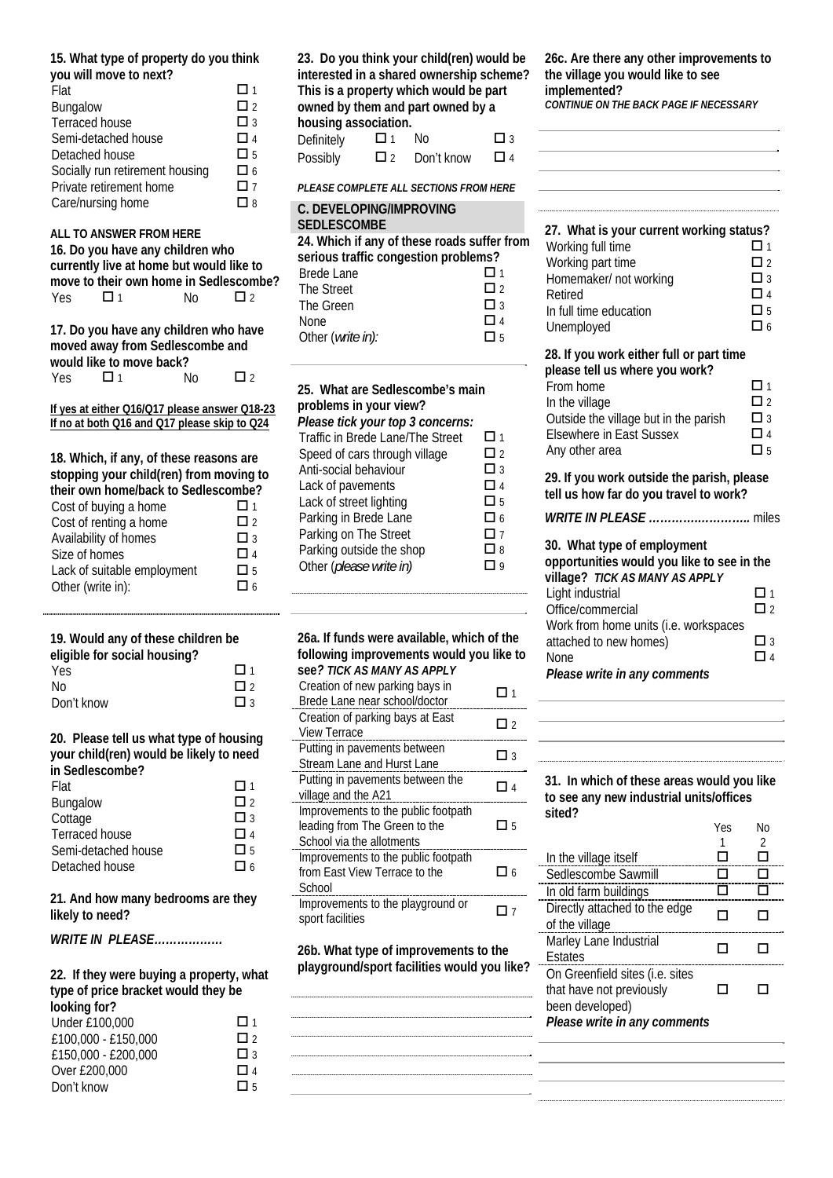**15. What type of property do you think you will move to next?**

| | |
|---|---|
| Flat | ☐ 1 |
| Bungalow | ☐ 2 |
| Terraced house | ☐ 3 |
| Semi-detached house | ☐ 4 |
| Detached house | ☐ 5 |
| Socially run retirement housing | ☐ 6 |
| Private retirement home | ☐ 7 |
| Care/nursing home | ☐ 8 |

**ALL TO ANSWER FROM HERE**

**16. Do you have any children who currently live at home but would like to move to their own home in Sedlescombe?**

Yes ☐ 1 No ☐ 2

**17. Do you have any children who have moved away from Sedlescombe and would like to move back?**

Yes ☐ 1 No ☐ 2

**If yes at either Q16/Q17 please answer Q18-23**
**If no at both Q16 and Q17 please skip to Q24**

**18. Which, if any, of these reasons are stopping your child(ren) from moving to their own home/back to Sedlescombe?**

| | |
|---|---|
| Cost of buying a home | ☐ 1 |
| Cost of renting a home | ☐ 2 |
| Availability of homes | ☐ 3 |
| Size of homes | ☐ 4 |
| Lack of suitable employment | ☐ 5 |
| Other (write in): | ☐ 6 |

**19. Would any of these children be eligible for social housing?**

| | |
|---|---|
| Yes | ☐ 1 |
| No | ☐ 2 |
| Don't know | ☐ 3 |

**20. Please tell us what type of housing your child(ren) would be likely to need in Sedlescombe?**

| | |
|---|---|
| Flat | ☐ 1 |
| Bungalow | ☐ 2 |
| Cottage | ☐ 3 |
| Terraced house | ☐ 4 |
| Semi-detached house | ☐ 5 |
| Detached house | ☐ 6 |

**21. And how many bedrooms are they likely to need?**

***WRITE IN PLEASE………………***

**22. If they were buying a property, what type of price bracket would they be looking for?**

| | |
|---|---|
| Under £100,000 | ☐ 1 |
| £100,000 - £150,000 | ☐ 2 |
| £150,000 - £200,000 | ☐ 3 |
| Over £200,000 | ☐ 4 |
| Don't know | ☐ 5 |

**23. Do you think your child(ren) would be interested in a shared ownership scheme? This is a property which would be part owned by them and part owned by a housing association.**

Definitely ☐ 1 No ☐ 3
Possibly ☐ 2 Don't know ☐ 4

***PLEASE COMPLETE ALL SECTIONS FROM HERE***

## C. DEVELOPING/IMPROVING SEDLESCOMBE

**24. Which if any of these roads suffer from serious traffic congestion problems?**

| | |
|---|---|
| Brede Lane | ☐ 1 |
| The Street | ☐ 2 |
| The Green | ☐ 3 |
| None | ☐ 4 |
| Other (*write in*): | ☐ 5 |

**25. What are Sedlescombe's main problems in your view?**
***Please tick your top 3 concerns:***

| | |
|---|---|
| Traffic in Brede Lane/The Street | ☐ 1 |
| Speed of cars through village | ☐ 2 |
| Anti-social behaviour | ☐ 3 |
| Lack of pavements | ☐ 4 |
| Lack of street lighting | ☐ 5 |
| Parking in Brede Lane | ☐ 6 |
| Parking on The Street | ☐ 7 |
| Parking outside the shop | ☐ 8 |
| Other (*please write in*) | ☐ 9 |

**26a. If funds were available, which of the following improvements would you like to see?** ***TICK AS MANY AS APPLY***

| | |
|---|---|
| Creation of new parking bays in Brede Lane near school/doctor | ☐ 1 |
| Creation of parking bays at East View Terrace | ☐ 2 |
| Putting in pavements between Stream Lane and Hurst Lane | ☐ 3 |
| Putting in pavements between the village and the A21 | ☐ 4 |
| Improvements to the public footpath leading from The Green to the School via the allotments | ☐ 5 |
| Improvements to the public footpath from East View Terrace to the School | ☐ 6 |
| Improvements to the playground or sport facilities | ☐ 7 |

**26b. What type of improvements to the playground/sport facilities would you like?**

**26c. Are there any other improvements to the village you would like to see implemented?**
***CONTINUE ON THE BACK PAGE IF NECESSARY***

**27. What is your current working status?**

| | |
|---|---|
| Working full time | ☐ 1 |
| Working part time | ☐ 2 |
| Homemaker/ not working | ☐ 3 |
| Retired | ☐ 4 |
| In full time education | ☐ 5 |
| Unemployed | ☐ 6 |

**28. If you work either full or part time please tell us where you work?**

| | |
|---|---|
| From home | ☐ 1 |
| In the village | ☐ 2 |
| Outside the village but in the parish | ☐ 3 |
| Elsewhere in East Sussex | ☐ 4 |
| Any other area | ☐ 5 |

**29. If you work outside the parish, please tell us how far do you travel to work?**

***WRITE IN PLEASE ……………………..*** miles

**30. What type of employment opportunities would you like to see in the village?** ***TICK AS MANY AS APPLY***

| | |
|---|---|
| Light industrial | ☐ 1 |
| Office/commercial | ☐ 2 |
| Work from home units (i.e. workspaces attached to new homes) | ☐ 3 |
| None | ☐ 4 |

***Please write in any comments***

**31. In which of these areas would you like to see any new industrial units/offices sited?**

| | Yes 1 | No 2 |
|---|---|---|
| In the village itself | ☐ | ☐ |
| Sedlescombe Sawmill | ☐ | ☐ |
| In old farm buildings | ☐ | ☐ |
| Directly attached to the edge of the village | ☐ | ☐ |
| Marley Lane Industrial Estates | ☐ | ☐ |
| On Greenfield sites (i.e. sites that have not previously been developed) | ☐ | ☐ |

***Please write in any comments***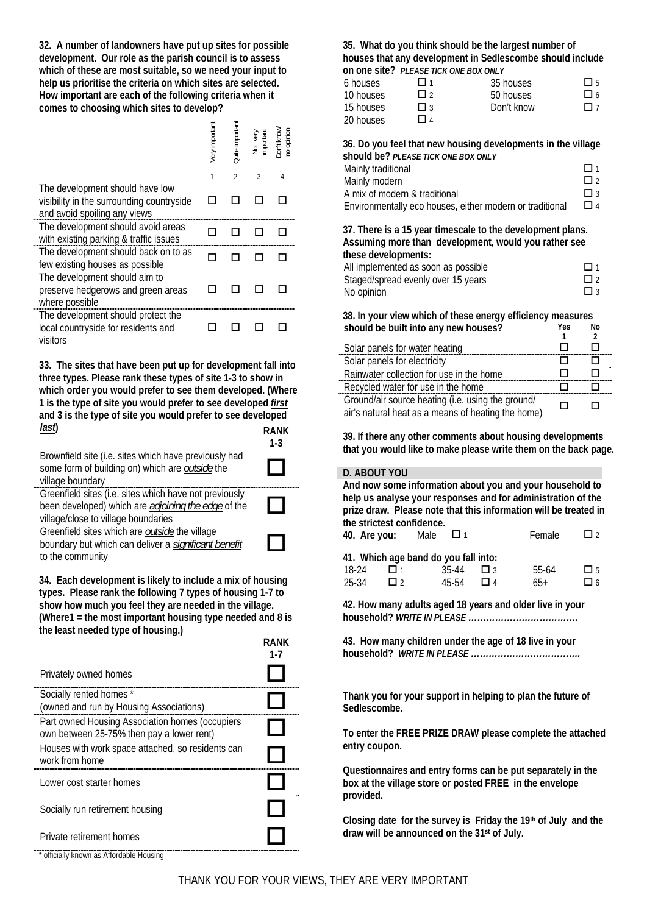**32. A number of landowners have put up sites for possible development. Our role as the parish council is to assess which of these are most suitable, so we need your input to help us prioritise the criteria on which sites are selected. How important are each of the following criteria when it comes to choosing which sites to develop?**

| | Very important | Quite important | Not very important | Don't know/ no opinion |
|---|---|---|---|---|
| | 1 | 2 | 3 | 4 |
| The development should have low visibility in the surrounding countryside and avoid spoiling any views | ☐ | ☐ | ☐ | ☐ |
| The development should avoid areas with existing parking & traffic issues | ☐ | ☐ | ☐ | ☐ |
| The development should back on to as few existing houses as possible | ☐ | ☐ | ☐ | ☐ |
| The development should aim to preserve hedgerows and green areas where possible | ☐ | ☐ | ☐ | ☐ |
| The development should protect the local countryside for residents and visitors | ☐ | ☐ | ☐ | ☐ |

**33. The sites that have been put up for development fall into three types. Please rank these types of site 1-3 to show in which order you would prefer to see them developed. (Where 1 is the type of site you would prefer to see developed *first* and 3 is the type of site you would prefer to see developed *last*)**

| | RANK 1-3 |
|---|---|
| Brownfield site (i.e. sites which have previously had some form of building on) which are *outside* the village boundary | ☐ |
| Greenfield sites (i.e. sites which have not previously been developed) which are *adjoining the edge* of the village/close to village boundaries | ☐ |
| Greenfield sites which are *outside* the village boundary but which can deliver a *significant benefit* to the community | ☐ |

**34. Each development is likely to include a mix of housing types. Please rank the following 7 types of housing 1-7 to show how much you feel they are needed in the village. (Where1 = the most important housing type needed and 8 is the least needed type of housing.)**

| | RANK 1-7 |
|---|---|
| Privately owned homes | ☐ |
| Socially rented homes * (owned and run by Housing Associations) | ☐ |
| Part owned Housing Association homes (occupiers own between 25-75% then pay a lower rent) | ☐ |
| Houses with work space attached, so residents can work from home | ☐ |
| Lower cost starter homes | ☐ |
| Socially run retirement housing | ☐ |
| Private retirement homes | ☐ |

\* officially known as Affordable Housing

**35. What do you think should be the largest number of houses that any development in Sedlescombe should include on one site?** *PLEASE TICK ONE BOX ONLY*

| | | | |
|---|---|---|---|
| 6 houses | ☐ 1 | 35 houses | ☐ 5 |
| 10 houses | ☐ 2 | 50 houses | ☐ 6 |
| 15 houses | ☐ 3 | Don't know | ☐ 7 |
| 20 houses | ☐ 4 | | |

**36. Do you feel that new housing developments in the village should be?** *PLEASE TICK ONE BOX ONLY*

| | |
|---|---|
| Mainly traditional | ☐ 1 |
| Mainly modern | ☐ 2 |
| A mix of modern & traditional | ☐ 3 |
| Environmentally eco houses, either modern or traditional | ☐ 4 |

**37. There is a 15 year timescale to the development plans. Assuming more than development, would you rather see these developments:**

| | |
|---|---|
| All implemented as soon as possible | ☐ 1 |
| Staged/spread evenly over 15 years | ☐ 2 |
| No opinion | ☐ 3 |

**38. In your view which of these energy efficiency measures should be built into any new houses?**

| | Yes 1 | No 2 |
|---|---|---|
| Solar panels for water heating | ☐ | ☐ |
| Solar panels for electricity | ☐ | ☐ |
| Rainwater collection for use in the home | ☐ | ☐ |
| Recycled water for use in the home | ☐ | ☐ |
| Ground/air source heating (i.e. using the ground/ air's natural heat as a means of heating the home) | ☐ | ☐ |

**39. If there any other comments about housing developments that you would like to make please write them on the back page.**

## D. ABOUT YOU

**And now some information about you and your household to help us analyse your responses and for administration of the prize draw. Please note that this information will be treated in the strictest confidence.**

**40. Are you:** Male ☐ 1 Female ☐ 2

**41. Which age band do you fall into:**

| | | | | | |
|---|---|---|---|---|---|
| 18-24 | ☐ 1 | 35-44 | ☐ 3 | 55-64 | ☐ 5 |
| 25-34 | ☐ 2 | 45-54 | ☐ 4 | 65+ | ☐ 6 |

**42. How many adults aged 18 years and older live in your household?** *WRITE IN PLEASE* ………………………………

**43. How many children under the age of 18 live in your household?** *WRITE IN PLEASE* ……………………………….

**Thank you for your support in helping to plan the future of Sedlescombe.**

**To enter the FREE PRIZE DRAW please complete the attached entry coupon.**

**Questionnaires and entry forms can be put separately in the box at the village store or posted FREE in the envelope provided.**

**Closing date for the survey is Friday the 19th of July and the draw will be announced on the 31st of July.**

THANK YOU FOR YOUR VIEWS, THEY ARE VERY IMPORTANT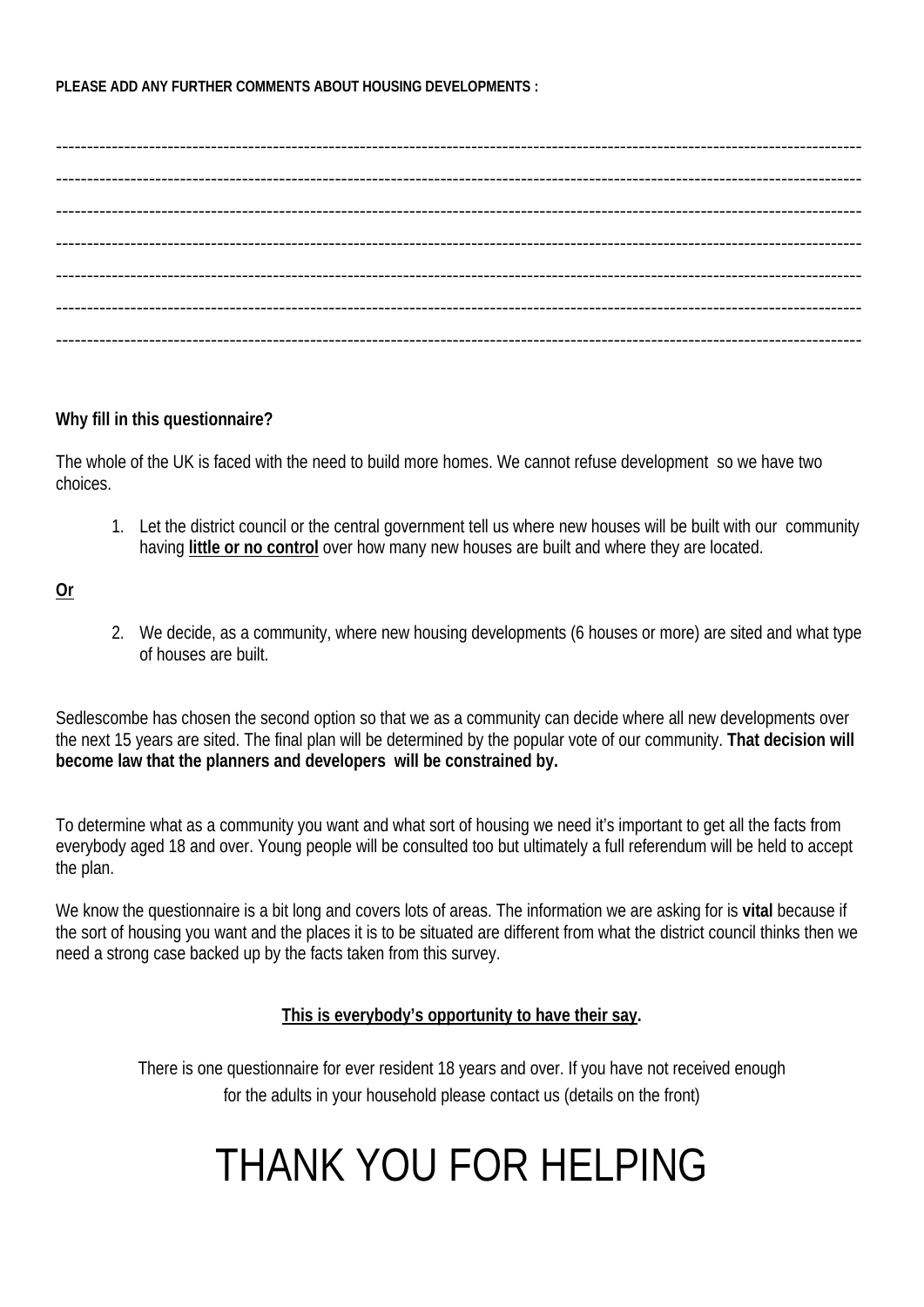**PLEASE ADD ANY FURTHER COMMENTS ABOUT HOUSING DEVELOPMENTS :**

---

---

---

---

---

---

---

**Why fill in this questionnaire?**

The whole of the UK is faced with the need to build more homes. We cannot refuse development so we have two choices.

1. Let the district council or the central government tell us where new houses will be built with our community having **<u>little or no control</u>** over how many new houses are built and where they are located.

**<u>Or</u>**

2. We decide, as a community, where new housing developments (6 houses or more) are sited and what type of houses are built.

Sedlescombe has chosen the second option so that we as a community can decide where all new developments over the next 15 years are sited. The final plan will be determined by the popular vote of our community. **That decision will become law that the planners and developers will be constrained by.**

To determine what as a community you want and what sort of housing we need it's important to get all the facts from everybody aged 18 and over. Young people will be consulted too but ultimately a full referendum will be held to accept the plan.

We know the questionnaire is a bit long and covers lots of areas. The information we are asking for is **vital** because if the sort of housing you want and the places it is to be situated are different from what the district council thinks then we need a strong case backed up by the facts taken from this survey.

**<u>This is everybody's opportunity to have their say</u>.**

There is one questionnaire for ever resident 18 years and over. If you have not received enough for the adults in your household please contact us (details on the front)

# THANK YOU FOR HELPING